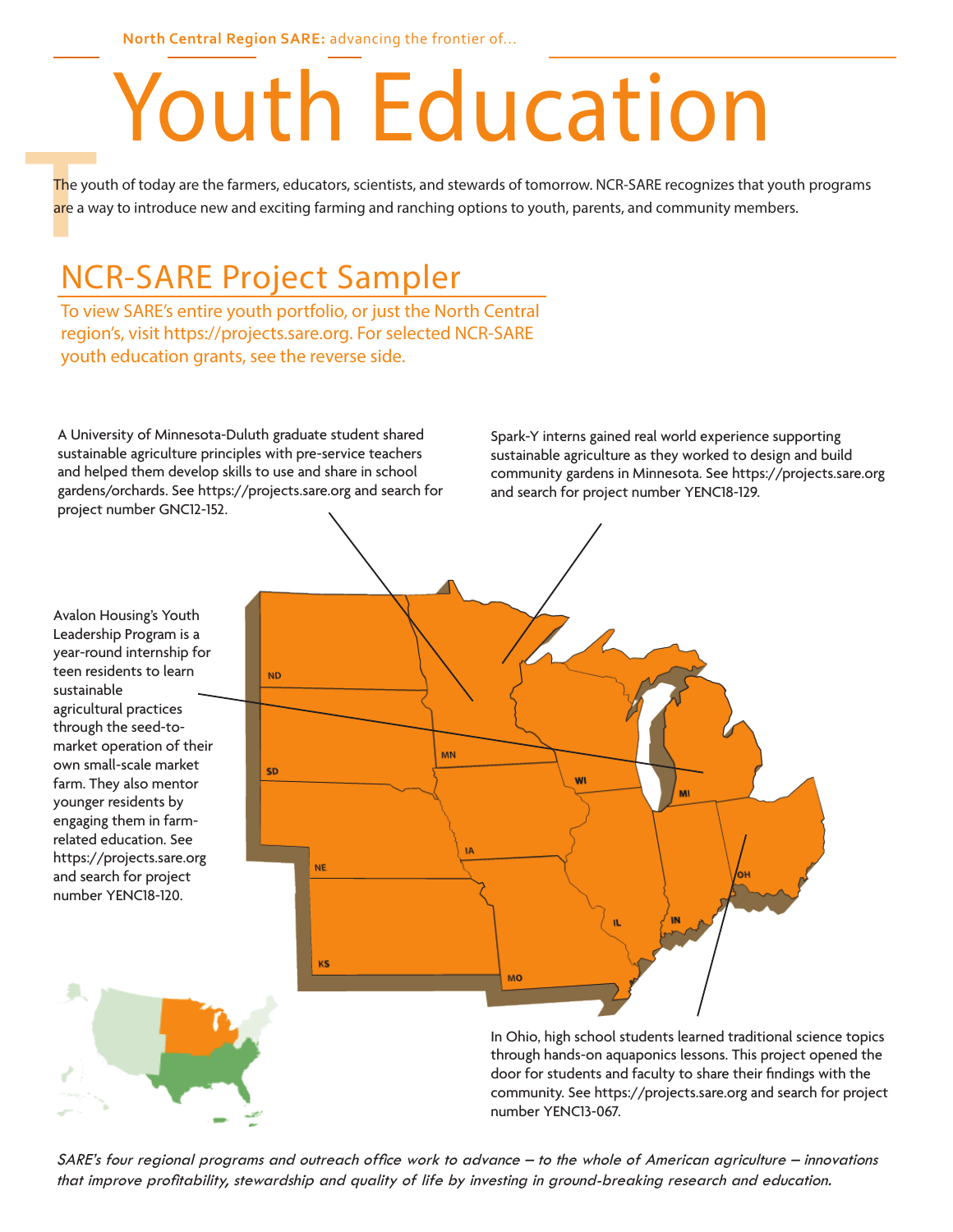**North Central Region SARE:** advancing the frontier of...

# Youth Education

The youth of today are the farmers, educators, scientists, and stewards of tomorrow. NCR-SARE recognizes that youth programs are a way to introduce new and exciting farming and ranching options to youth, parents, and community members.

## NCR-SARE Project Sampler

To view SARE's entire youth portfolio, or just the North Central region's, visit https://projects.sare.org. For selected NCR-SARE youth education grants, see the reverse side.

A University of Minnesota-Duluth graduate student shared sustainable agriculture principles with pre-service teachers and helped them develop skills to use and share in school gardens/orchards. See https://projects.sare.org and search for project number GNC12-152.

Spark-Y interns gained real world experience supporting sustainable agriculture as they worked to design and build community gardens in Minnesota. See https://projects.sare.org and search for project number YENC18-129.

Avalon Housing's Youth Leadership Program is a year-round internship for teen residents to learn sustainable agricultural practices through the seed-to-market operation of their own small-scale market farm. They also mentor younger residents by engaging them in farm-related education. See https://projects.sare.org and search for project number YENC18-120.

ND

SD

NE

KS

MN

IA

MO

WI

IL

MI

IN

OH

In Ohio, high school students learned traditional science topics through hands-on aquaponics lessons. This project opened the door for students and faculty to share their findings with the community. See https://projects.sare.org and search for project number YENC13-067.

*SARE's four regional programs and outreach office work to advance – to the whole of American agriculture – innovations that improve profitability, stewardship and quality of life by investing in ground-breaking research and education.*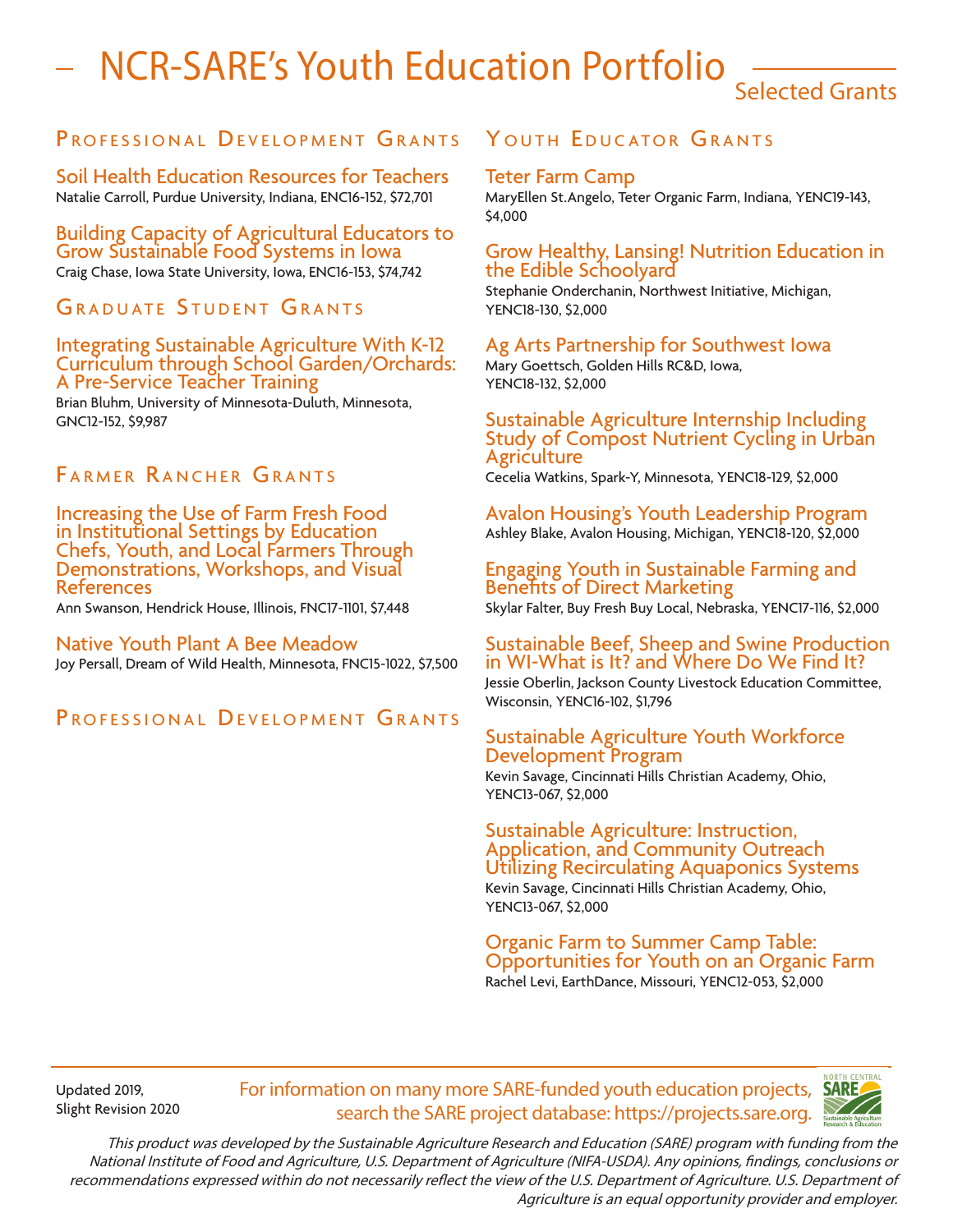# NCR-SARE's Youth Education Portfolio

Selected Grants

## Professional Development Grants

### Soil Health Education Resources for Teachers

Natalie Carroll, Purdue University, Indiana, ENC16-152, $72,701

### Building Capacity of Agricultural Educators to Grow Sustainable Food Systems in Iowa

Craig Chase, Iowa State University, Iowa, ENC16-153, $74,742

## Graduate Student Grants

### Integrating Sustainable Agriculture With K-12 Curriculum through School Garden/Orchards: A Pre-Service Teacher Training

Brian Bluhm, University of Minnesota-Duluth, Minnesota, GNC12-152, $9,987

## Farmer Rancher Grants

### Increasing the Use of Farm Fresh Food in Institutional Settings by Education Chefs, Youth, and Local Farmers Through Demonstrations, Workshops, and Visual References

Ann Swanson, Hendrick House, Illinois, FNC17-1101, $7,448

### Native Youth Plant A Bee Meadow

Joy Persall, Dream of Wild Health, Minnesota, FNC15-1022, $7,500

## Professional Development Grants

## Youth Educator Grants

### Teter Farm Camp

MaryEllen St.Angelo, Teter Organic Farm, Indiana, YENC19-143, $4,000

### Grow Healthy, Lansing! Nutrition Education in the Edible Schoolyard

Stephanie Onderchanin, Northwest Initiative, Michigan, YENC18-130, $2,000

### Ag Arts Partnership for Southwest Iowa

Mary Goettsch, Golden Hills RC&D, Iowa, YENC18-132, $2,000

### Sustainable Agriculture Internship Including Study of Compost Nutrient Cycling in Urban Agriculture

Cecelia Watkins, Spark-Y, Minnesota, YENC18-129, $2,000

### Avalon Housing's Youth Leadership Program

Ashley Blake, Avalon Housing, Michigan, YENC18-120, $2,000

### Engaging Youth in Sustainable Farming and Benefits of Direct Marketing

Skylar Falter, Buy Fresh Buy Local, Nebraska, YENC17-116, $2,000

### Sustainable Beef, Sheep and Swine Production in WI-What is It? and Where Do We Find It?

Jessie Oberlin, Jackson County Livestock Education Committee, Wisconsin, YENC16-102, $1,796

### Sustainable Agriculture Youth Workforce Development Program

Kevin Savage, Cincinnati Hills Christian Academy, Ohio, YENC13-067, $2,000

### Sustainable Agriculture: Instruction, Application, and Community Outreach Utilizing Recirculating Aquaponics Systems

Kevin Savage, Cincinnati Hills Christian Academy, Ohio, YENC13-067, $2,000

### Organic Farm to Summer Camp Table: Opportunities for Youth on an Organic Farm

Rachel Levi, EarthDance, Missouri, YENC12-053, $2,000

---

Updated 2019,
Slight Revision 2020

For information on many more SARE-funded youth education projects, search the SARE project database: https://projects.sare.org.

*This product was developed by the Sustainable Agriculture Research and Education (SARE) program with funding from the National Institute of Food and Agriculture, U.S. Department of Agriculture (NIFA-USDA). Any opinions, findings, conclusions or recommendations expressed within do not necessarily reflect the view of the U.S. Department of Agriculture. U.S. Department of Agriculture is an equal opportunity provider and employer.*